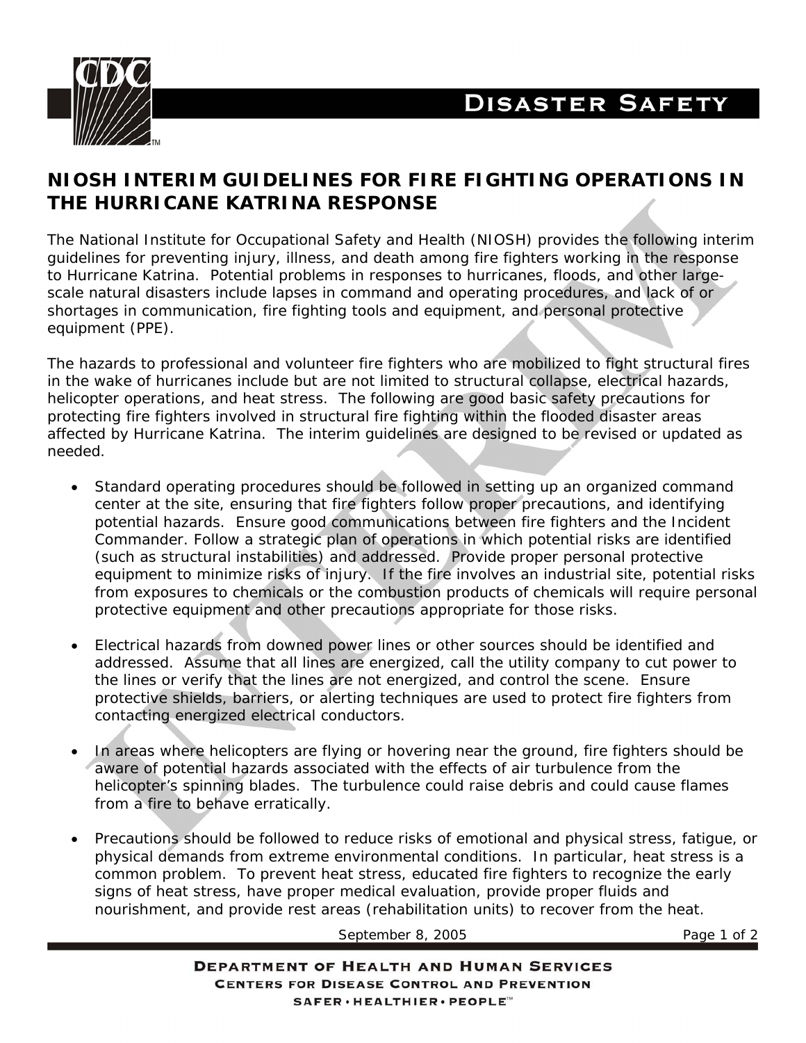# NIOSH INTERIM GUIDELINES FOR FIRE FIGHTING OPERATIONS IN THE HURRICANE KATRINA RESPONSE

The National Institute for Occupational Safety and Health (NIOSH) provides the following interim guidelines for preventing injury, illness, and death among fire fighters working in the response to Hurricane Katrina. Potential problems in responses to hurricanes, floods, and other large-scale natural disasters include lapses in command and operating procedures, and lack of or shortages in communication, fire fighting tools and equipment, and personal protective equipment (PPE).

The hazards to professional and volunteer fire fighters who are mobilized to fight structural fires in the wake of hurricanes include but are not limited to structural collapse, electrical hazards, helicopter operations, and heat stress. The following are good basic safety precautions for protecting fire fighters involved in structural fire fighting within the flooded disaster areas affected by Hurricane Katrina. The interim guidelines are designed to be revised or updated as needed.

- Standard operating procedures should be followed in setting up an organized command center at the site, ensuring that fire fighters follow proper precautions, and identifying potential hazards. Ensure good communications between fire fighters and the Incident Commander. Follow a strategic plan of operations in which potential risks are identified (such as structural instabilities) and addressed. Provide proper personal protective equipment to minimize risks of injury. If the fire involves an industrial site, potential risks from exposures to chemicals or the combustion products of chemicals will require personal protective equipment and other precautions appropriate for those risks.

- Electrical hazards from downed power lines or other sources should be identified and addressed. Assume that all lines are energized, call the utility company to cut power to the lines or verify that the lines are not energized, and control the scene. Ensure protective shields, barriers, or alerting techniques are used to protect fire fighters from contacting energized electrical conductors.

- In areas where helicopters are flying or hovering near the ground, fire fighters should be aware of potential hazards associated with the effects of air turbulence from the helicopter's spinning blades. The turbulence could raise debris and could cause flames from a fire to behave erratically.

- Precautions should be followed to reduce risks of emotional and physical stress, fatigue, or physical demands from extreme environmental conditions. In particular, heat stress is a common problem. To prevent heat stress, educated fire fighters to recognize the early signs of heat stress, have proper medical evaluation, provide proper fluids and nourishment, and provide rest areas (rehabilitation units) to recover from the heat.

September 8, 2005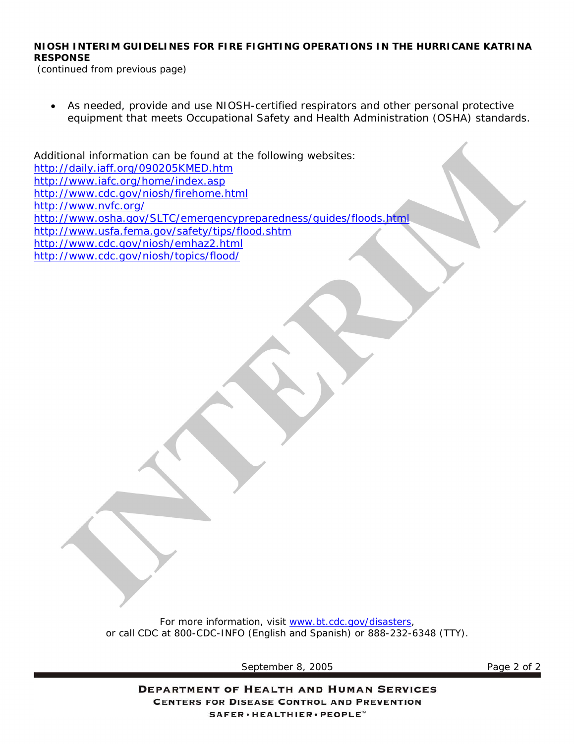**NIOSH INTERIM GUIDELINES FOR FIRE FIGHTING OPERATIONS IN THE HURRICANE KATRINA RESPONSE**

(continued from previous page)

- As needed, provide and use NIOSH-certified respirators and other personal protective equipment that meets Occupational Safety and Health Administration (OSHA) standards.

Additional information can be found at the following websites:
http://daily.iaff.org/090205KMED.htm
http://www.iafc.org/home/index.asp
http://www.cdc.gov/niosh/firehome.html
http://www.nvfc.org/
http://www.osha.gov/SLTC/emergencypreparedness/guides/floods.html
http://www.usfa.fema.gov/safety/tips/flood.shtm
http://www.cdc.gov/niosh/emhaz2.html
http://www.cdc.gov/niosh/topics/flood/

For more information, visit www.bt.cdc.gov/disasters,
or call CDC at 800-CDC-INFO (English and Spanish) or 888-232-6348 (TTY).

September 8, 2005

DEPARTMENT OF HEALTH AND HUMAN SERVICES
CENTERS FOR DISEASE CONTROL AND PREVENTION
SAFER • HEALTHIER • PEOPLE™